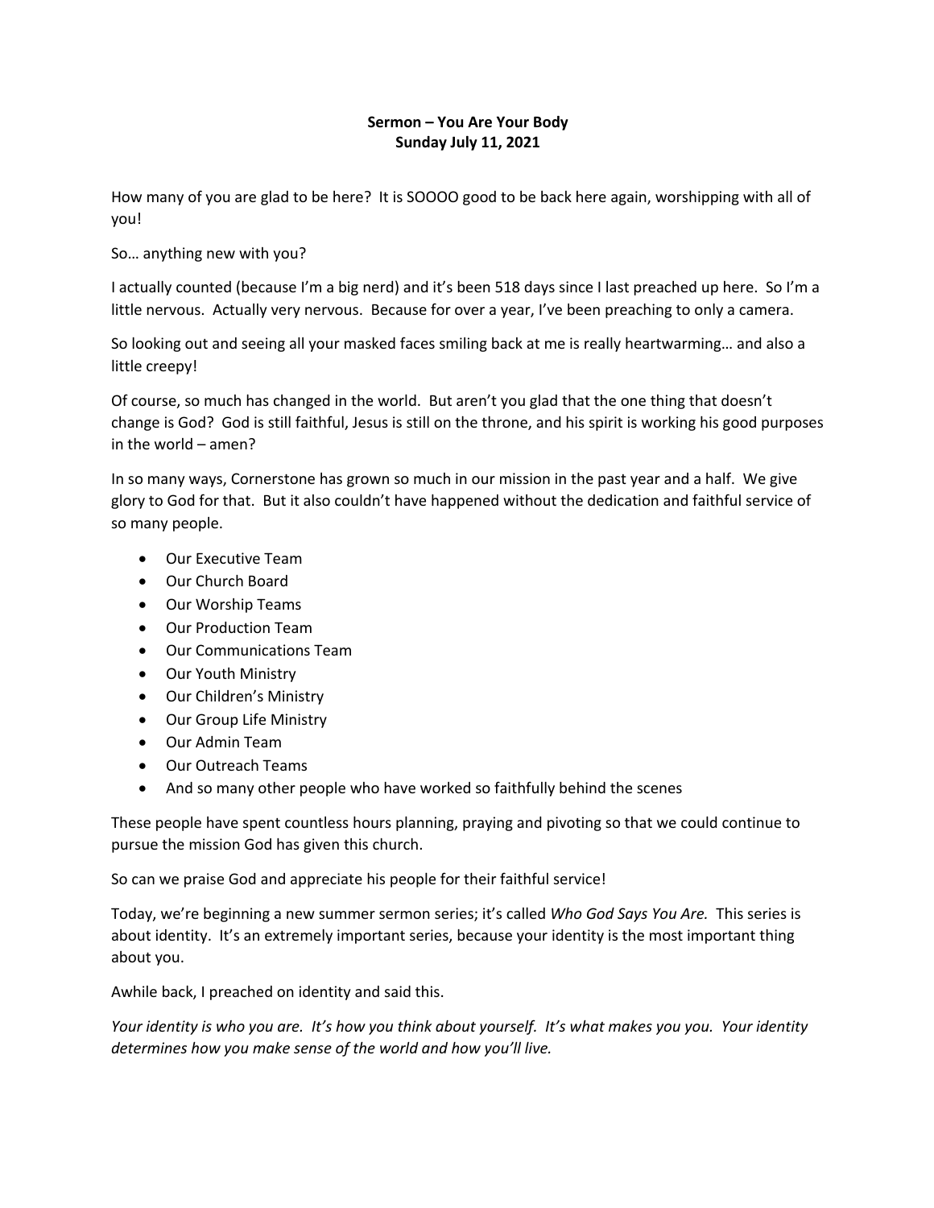**Sermon – You Are Your Body**
**Sunday July 11, 2021**

How many of you are glad to be here? It is SOOOO good to be back here again, worshipping with all of you!

So… anything new with you?

I actually counted (because I'm a big nerd) and it's been 518 days since I last preached up here. So I'm a little nervous. Actually very nervous. Because for over a year, I've been preaching to only a camera.

So looking out and seeing all your masked faces smiling back at me is really heartwarming… and also a little creepy!

Of course, so much has changed in the world. But aren't you glad that the one thing that doesn't change is God? God is still faithful, Jesus is still on the throne, and his spirit is working his good purposes in the world – amen?

In so many ways, Cornerstone has grown so much in our mission in the past year and a half. We give glory to God for that. But it also couldn't have happened without the dedication and faithful service of so many people.

- Our Executive Team
- Our Church Board
- Our Worship Teams
- Our Production Team
- Our Communications Team
- Our Youth Ministry
- Our Children's Ministry
- Our Group Life Ministry
- Our Admin Team
- Our Outreach Teams
- And so many other people who have worked so faithfully behind the scenes

These people have spent countless hours planning, praying and pivoting so that we could continue to pursue the mission God has given this church.

So can we praise God and appreciate his people for their faithful service!

Today, we're beginning a new summer sermon series; it's called *Who God Says You Are.* This series is about identity. It's an extremely important series, because your identity is the most important thing about you.

Awhile back, I preached on identity and said this.

*Your identity is who you are. It's how you think about yourself. It's what makes you you. Your identity determines how you make sense of the world and how you'll live.*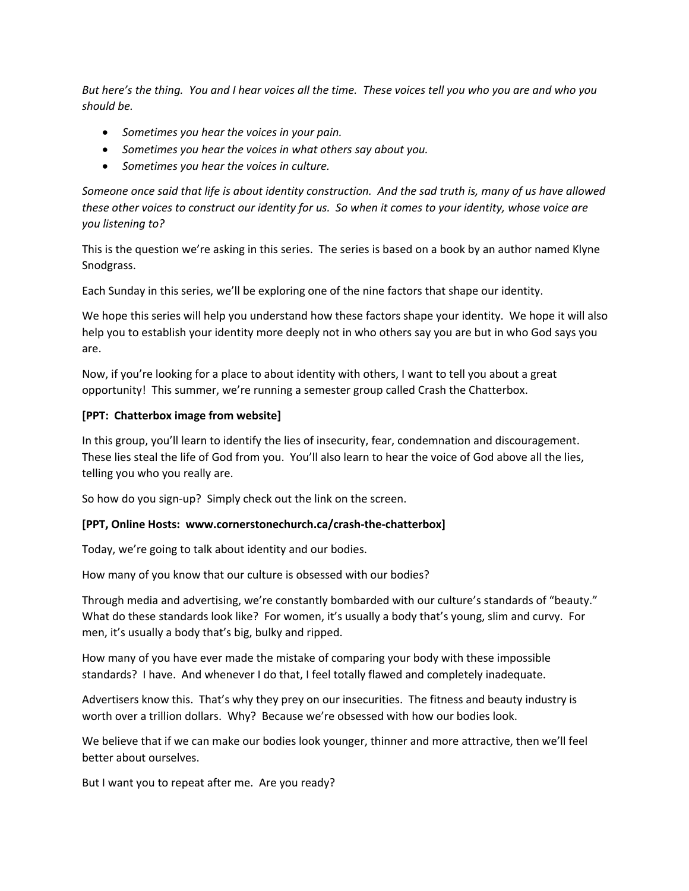*But here's the thing. You and I hear voices all the time. These voices tell you who you are and who you should be.*

- *Sometimes you hear the voices in your pain.*
- *Sometimes you hear the voices in what others say about you.*
- *Sometimes you hear the voices in culture.*

*Someone once said that life is about identity construction. And the sad truth is, many of us have allowed these other voices to construct our identity for us. So when it comes to your identity, whose voice are you listening to?*

This is the question we're asking in this series. The series is based on a book by an author named Klyne Snodgrass.

Each Sunday in this series, we'll be exploring one of the nine factors that shape our identity.

We hope this series will help you understand how these factors shape your identity. We hope it will also help you to establish your identity more deeply not in who others say you are but in who God says you are.

Now, if you're looking for a place to about identity with others, I want to tell you about a great opportunity! This summer, we're running a semester group called Crash the Chatterbox.

**[PPT: Chatterbox image from website]**

In this group, you'll learn to identify the lies of insecurity, fear, condemnation and discouragement. These lies steal the life of God from you. You'll also learn to hear the voice of God above all the lies, telling you who you really are.

So how do you sign-up? Simply check out the link on the screen.

**[PPT, Online Hosts: www.cornerstonechurch.ca/crash-the-chatterbox]**

Today, we're going to talk about identity and our bodies.

How many of you know that our culture is obsessed with our bodies?

Through media and advertising, we're constantly bombarded with our culture's standards of "beauty." What do these standards look like? For women, it's usually a body that's young, slim and curvy. For men, it's usually a body that's big, bulky and ripped.

How many of you have ever made the mistake of comparing your body with these impossible standards? I have. And whenever I do that, I feel totally flawed and completely inadequate.

Advertisers know this. That's why they prey on our insecurities. The fitness and beauty industry is worth over a trillion dollars. Why? Because we're obsessed with how our bodies look.

We believe that if we can make our bodies look younger, thinner and more attractive, then we'll feel better about ourselves.

But I want you to repeat after me. Are you ready?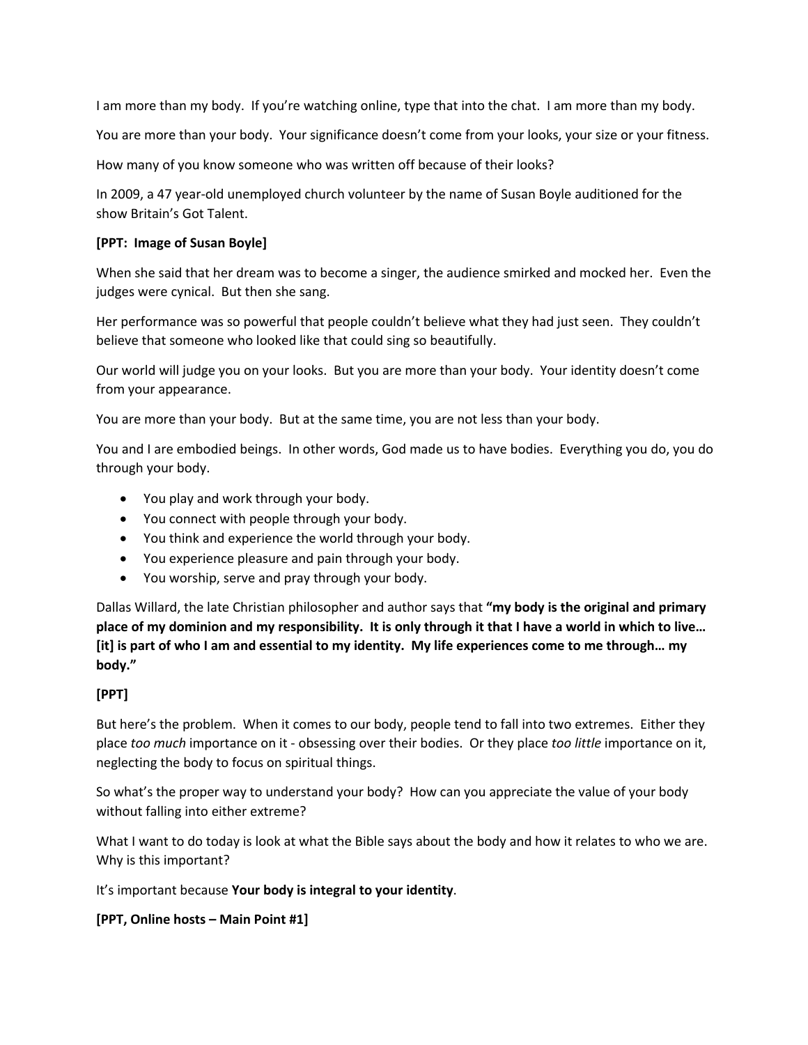I am more than my body. If you're watching online, type that into the chat. I am more than my body.

You are more than your body. Your significance doesn't come from your looks, your size or your fitness.

How many of you know someone who was written off because of their looks?

In 2009, a 47 year-old unemployed church volunteer by the name of Susan Boyle auditioned for the show Britain's Got Talent.

**[PPT: Image of Susan Boyle]**

When she said that her dream was to become a singer, the audience smirked and mocked her. Even the judges were cynical. But then she sang.

Her performance was so powerful that people couldn't believe what they had just seen. They couldn't believe that someone who looked like that could sing so beautifully.

Our world will judge you on your looks. But you are more than your body. Your identity doesn't come from your appearance.

You are more than your body. But at the same time, you are not less than your body.

You and I are embodied beings. In other words, God made us to have bodies. Everything you do, you do through your body.

- You play and work through your body.
- You connect with people through your body.
- You think and experience the world through your body.
- You experience pleasure and pain through your body.
- You worship, serve and pray through your body.

Dallas Willard, the late Christian philosopher and author says that **"my body is the original and primary place of my dominion and my responsibility. It is only through it that I have a world in which to live… [it] is part of who I am and essential to my identity. My life experiences come to me through… my body."**

**[PPT]**

But here's the problem. When it comes to our body, people tend to fall into two extremes. Either they place *too much* importance on it - obsessing over their bodies. Or they place *too little* importance on it, neglecting the body to focus on spiritual things.

So what's the proper way to understand your body? How can you appreciate the value of your body without falling into either extreme?

What I want to do today is look at what the Bible says about the body and how it relates to who we are. Why is this important?

It's important because **Your body is integral to your identity**.

**[PPT, Online hosts – Main Point #1]**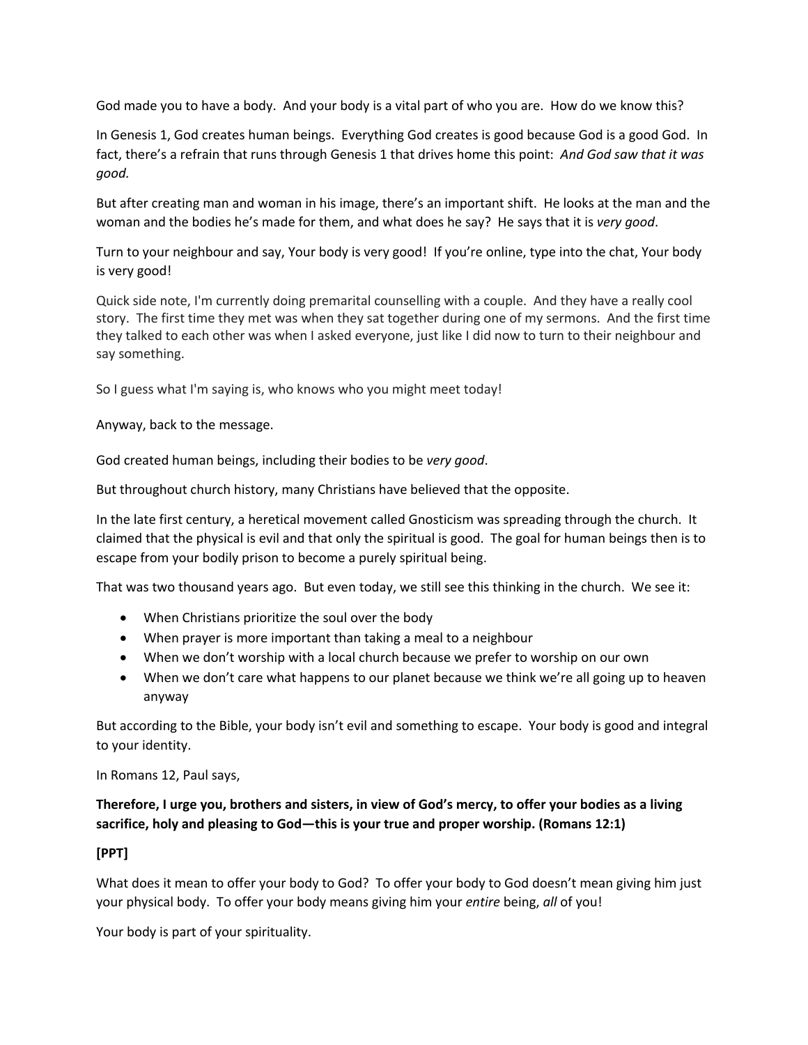God made you to have a body. And your body is a vital part of who you are. How do we know this?

In Genesis 1, God creates human beings. Everything God creates is good because God is a good God. In fact, there's a refrain that runs through Genesis 1 that drives home this point: *And God saw that it was good.*

But after creating man and woman in his image, there's an important shift. He looks at the man and the woman and the bodies he's made for them, and what does he say? He says that it is *very good*.

Turn to your neighbour and say, Your body is very good! If you're online, type into the chat, Your body is very good!

Quick side note, I'm currently doing premarital counselling with a couple. And they have a really cool story. The first time they met was when they sat together during one of my sermons. And the first time they talked to each other was when I asked everyone, just like I did now to turn to their neighbour and say something.

So I guess what I'm saying is, who knows who you might meet today!

Anyway, back to the message.

God created human beings, including their bodies to be *very good*.

But throughout church history, many Christians have believed that the opposite.

In the late first century, a heretical movement called Gnosticism was spreading through the church. It claimed that the physical is evil and that only the spiritual is good. The goal for human beings then is to escape from your bodily prison to become a purely spiritual being.

That was two thousand years ago. But even today, we still see this thinking in the church. We see it:

- When Christians prioritize the soul over the body
- When prayer is more important than taking a meal to a neighbour
- When we don't worship with a local church because we prefer to worship on our own
- When we don't care what happens to our planet because we think we're all going up to heaven anyway

But according to the Bible, your body isn't evil and something to escape. Your body is good and integral to your identity.

In Romans 12, Paul says,

**Therefore, I urge you, brothers and sisters, in view of God's mercy, to offer your bodies as a living sacrifice, holy and pleasing to God—this is your true and proper worship. (Romans 12:1)**

**[PPT]**

What does it mean to offer your body to God? To offer your body to God doesn't mean giving him just your physical body. To offer your body means giving him your *entire* being, *all* of you!

Your body is part of your spirituality.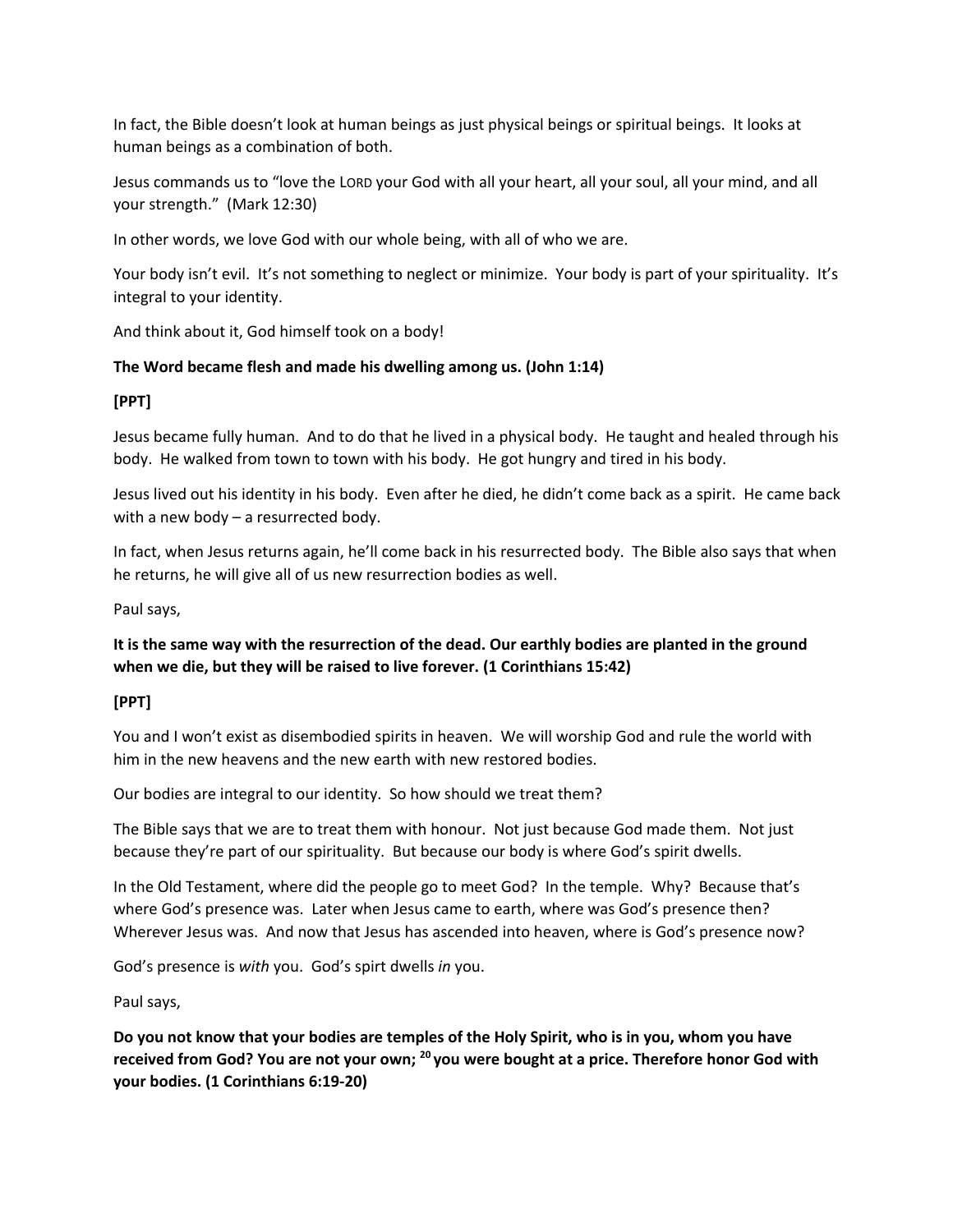In fact, the Bible doesn't look at human beings as just physical beings or spiritual beings. It looks at human beings as a combination of both.

Jesus commands us to "love the LORD your God with all your heart, all your soul, all your mind, and all your strength." (Mark 12:30)

In other words, we love God with our whole being, with all of who we are.

Your body isn't evil. It's not something to neglect or minimize. Your body is part of your spirituality. It's integral to your identity.

And think about it, God himself took on a body!

**The Word became flesh and made his dwelling among us. (John 1:14)**

**[PPT]**

Jesus became fully human. And to do that he lived in a physical body. He taught and healed through his body. He walked from town to town with his body. He got hungry and tired in his body.

Jesus lived out his identity in his body. Even after he died, he didn't come back as a spirit. He came back with a new body – a resurrected body.

In fact, when Jesus returns again, he'll come back in his resurrected body. The Bible also says that when he returns, he will give all of us new resurrection bodies as well.

Paul says,

**It is the same way with the resurrection of the dead. Our earthly bodies are planted in the ground when we die, but they will be raised to live forever. (1 Corinthians 15:42)**

**[PPT]**

You and I won't exist as disembodied spirits in heaven. We will worship God and rule the world with him in the new heavens and the new earth with new restored bodies.

Our bodies are integral to our identity. So how should we treat them?

The Bible says that we are to treat them with honour. Not just because God made them. Not just because they're part of our spirituality. But because our body is where God's spirit dwells.

In the Old Testament, where did the people go to meet God? In the temple. Why? Because that's where God's presence was. Later when Jesus came to earth, where was God's presence then? Wherever Jesus was. And now that Jesus has ascended into heaven, where is God's presence now?

God's presence is *with* you. God's spirt dwells *in* you.

Paul says,

**Do you not know that your bodies are temples of the Holy Spirit, who is in you, whom you have received from God? You are not your own; [20] you were bought at a price. Therefore honor God with your bodies. (1 Corinthians 6:19-20)**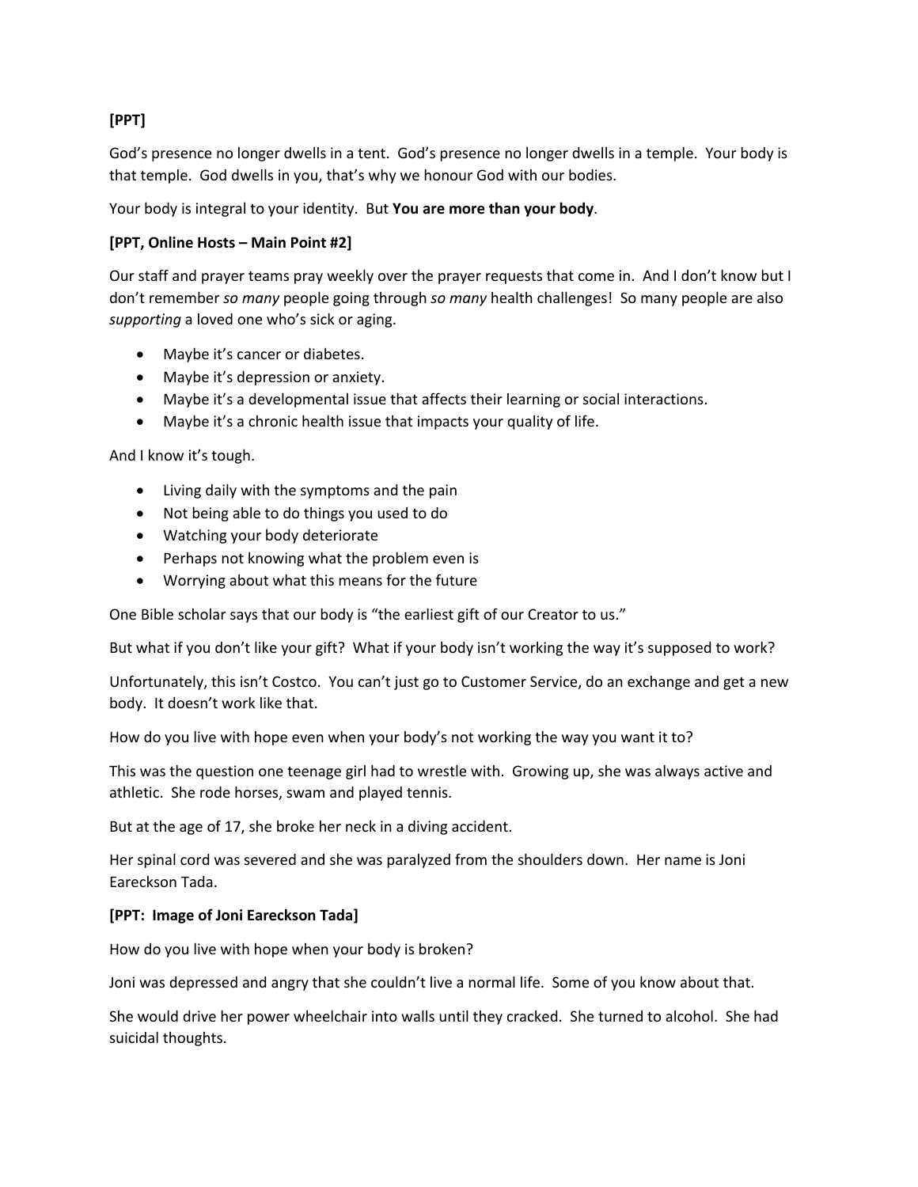**[PPT]**

God's presence no longer dwells in a tent. God's presence no longer dwells in a temple. Your body is that temple. God dwells in you, that's why we honour God with our bodies.

Your body is integral to your identity. But **You are more than your body**.

**[PPT, Online Hosts – Main Point #2]**

Our staff and prayer teams pray weekly over the prayer requests that come in. And I don't know but I don't remember *so many* people going through *so many* health challenges! So many people are also *supporting* a loved one who's sick or aging.

- Maybe it's cancer or diabetes.
- Maybe it's depression or anxiety.
- Maybe it's a developmental issue that affects their learning or social interactions.
- Maybe it's a chronic health issue that impacts your quality of life.

And I know it's tough.

- Living daily with the symptoms and the pain
- Not being able to do things you used to do
- Watching your body deteriorate
- Perhaps not knowing what the problem even is
- Worrying about what this means for the future

One Bible scholar says that our body is "the earliest gift of our Creator to us."

But what if you don't like your gift? What if your body isn't working the way it's supposed to work?

Unfortunately, this isn't Costco. You can't just go to Customer Service, do an exchange and get a new body. It doesn't work like that.

How do you live with hope even when your body's not working the way you want it to?

This was the question one teenage girl had to wrestle with. Growing up, she was always active and athletic. She rode horses, swam and played tennis.

But at the age of 17, she broke her neck in a diving accident.

Her spinal cord was severed and she was paralyzed from the shoulders down. Her name is Joni Eareckson Tada.

**[PPT: Image of Joni Eareckson Tada]**

How do you live with hope when your body is broken?

Joni was depressed and angry that she couldn't live a normal life. Some of you know about that.

She would drive her power wheelchair into walls until they cracked. She turned to alcohol. She had suicidal thoughts.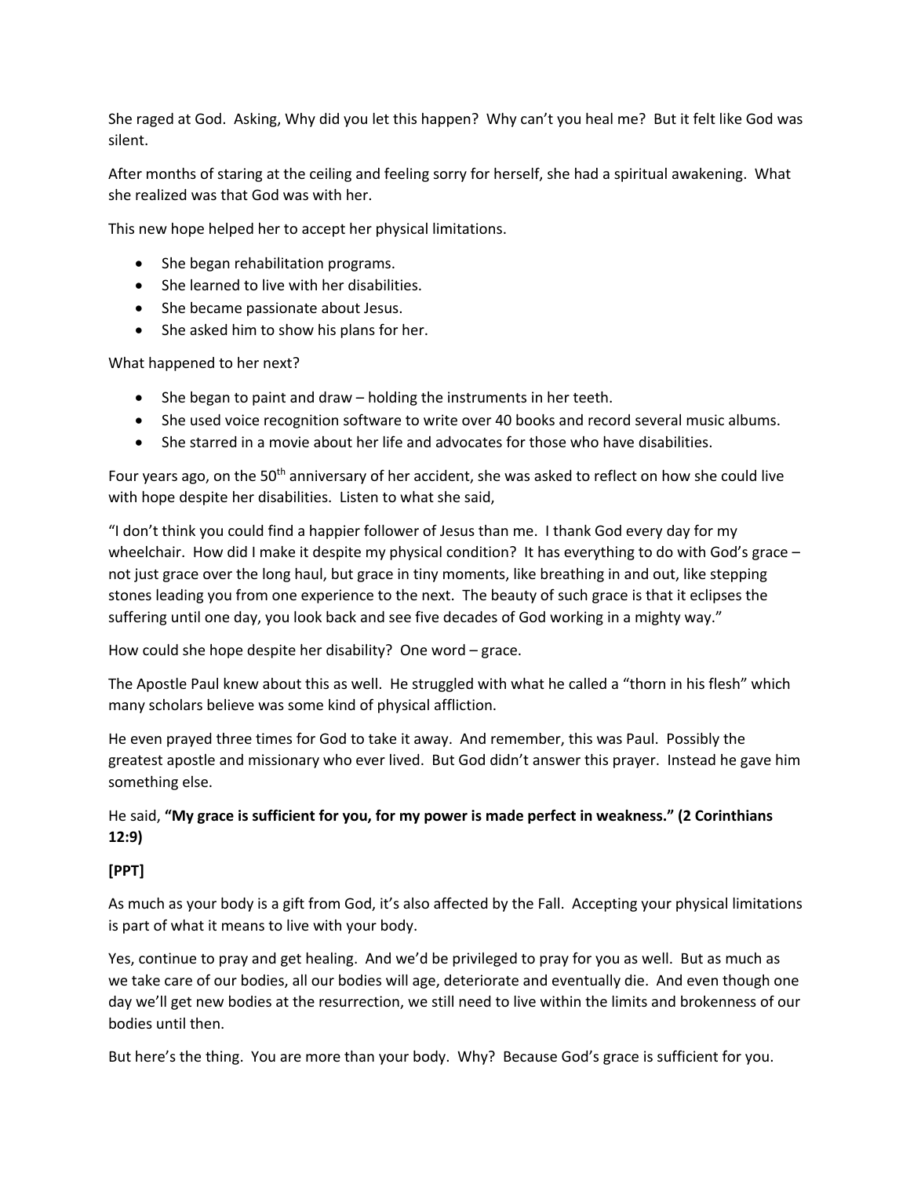She raged at God. Asking, Why did you let this happen? Why can't you heal me? But it felt like God was silent.

After months of staring at the ceiling and feeling sorry for herself, she had a spiritual awakening. What she realized was that God was with her.

This new hope helped her to accept her physical limitations.

- She began rehabilitation programs.
- She learned to live with her disabilities.
- She became passionate about Jesus.
- She asked him to show his plans for her.

What happened to her next?

- She began to paint and draw – holding the instruments in her teeth.
- She used voice recognition software to write over 40 books and record several music albums.
- She starred in a movie about her life and advocates for those who have disabilities.

Four years ago, on the 50th anniversary of her accident, she was asked to reflect on how she could live with hope despite her disabilities. Listen to what she said,

"I don't think you could find a happier follower of Jesus than me. I thank God every day for my wheelchair. How did I make it despite my physical condition? It has everything to do with God's grace – not just grace over the long haul, but grace in tiny moments, like breathing in and out, like stepping stones leading you from one experience to the next. The beauty of such grace is that it eclipses the suffering until one day, you look back and see five decades of God working in a mighty way."

How could she hope despite her disability? One word – grace.

The Apostle Paul knew about this as well. He struggled with what he called a "thorn in his flesh" which many scholars believe was some kind of physical affliction.

He even prayed three times for God to take it away. And remember, this was Paul. Possibly the greatest apostle and missionary who ever lived. But God didn't answer this prayer. Instead he gave him something else.

He said, **"My grace is sufficient for you, for my power is made perfect in weakness." (2 Corinthians 12:9)**

**[PPT]**

As much as your body is a gift from God, it's also affected by the Fall. Accepting your physical limitations is part of what it means to live with your body.

Yes, continue to pray and get healing. And we'd be privileged to pray for you as well. But as much as we take care of our bodies, all our bodies will age, deteriorate and eventually die. And even though one day we'll get new bodies at the resurrection, we still need to live within the limits and brokenness of our bodies until then.

But here's the thing. You are more than your body. Why? Because God's grace is sufficient for you.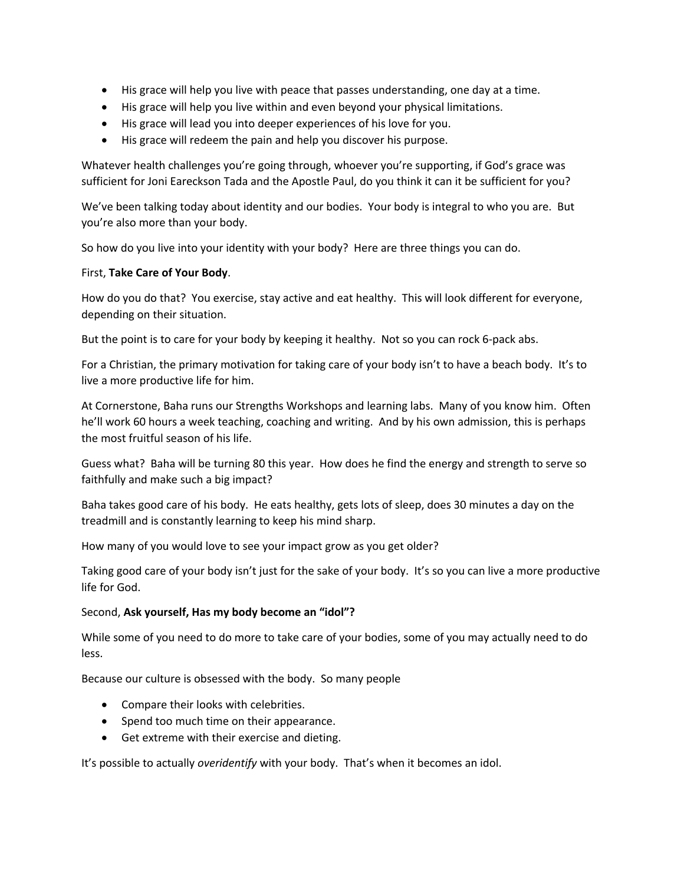- His grace will help you live with peace that passes understanding, one day at a time.
- His grace will help you live within and even beyond your physical limitations.
- His grace will lead you into deeper experiences of his love for you.
- His grace will redeem the pain and help you discover his purpose.

Whatever health challenges you're going through, whoever you're supporting, if God's grace was sufficient for Joni Eareckson Tada and the Apostle Paul, do you think it can it be sufficient for you?

We've been talking today about identity and our bodies. Your body is integral to who you are. But you're also more than your body.

So how do you live into your identity with your body? Here are three things you can do.

First, **Take Care of Your Body**.

How do you do that? You exercise, stay active and eat healthy. This will look different for everyone, depending on their situation.

But the point is to care for your body by keeping it healthy. Not so you can rock 6-pack abs.

For a Christian, the primary motivation for taking care of your body isn't to have a beach body. It's to live a more productive life for him.

At Cornerstone, Baha runs our Strengths Workshops and learning labs. Many of you know him. Often he'll work 60 hours a week teaching, coaching and writing. And by his own admission, this is perhaps the most fruitful season of his life.

Guess what? Baha will be turning 80 this year. How does he find the energy and strength to serve so faithfully and make such a big impact?

Baha takes good care of his body. He eats healthy, gets lots of sleep, does 30 minutes a day on the treadmill and is constantly learning to keep his mind sharp.

How many of you would love to see your impact grow as you get older?

Taking good care of your body isn't just for the sake of your body. It's so you can live a more productive life for God.

Second, **Ask yourself, Has my body become an "idol"?**

While some of you need to do more to take care of your bodies, some of you may actually need to do less.

Because our culture is obsessed with the body. So many people

- Compare their looks with celebrities.
- Spend too much time on their appearance.
- Get extreme with their exercise and dieting.

It's possible to actually *overidentify* with your body. That's when it becomes an idol.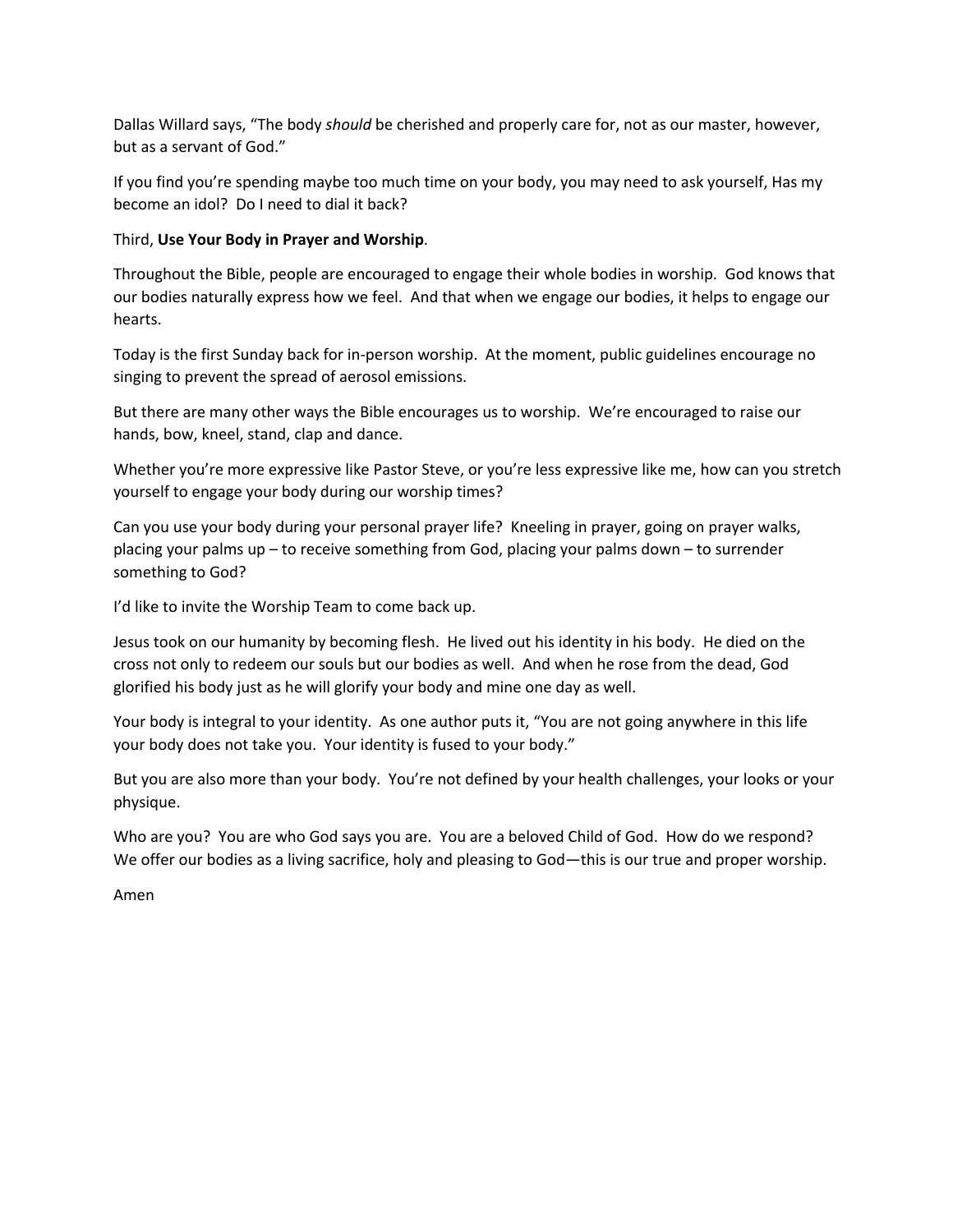Dallas Willard says, “The body *should* be cherished and properly care for, not as our master, however, but as a servant of God.”

If you find you’re spending maybe too much time on your body, you may need to ask yourself, Has my become an idol? Do I need to dial it back?

Third, **Use Your Body in Prayer and Worship**.

Throughout the Bible, people are encouraged to engage their whole bodies in worship. God knows that our bodies naturally express how we feel. And that when we engage our bodies, it helps to engage our hearts.

Today is the first Sunday back for in-person worship. At the moment, public guidelines encourage no singing to prevent the spread of aerosol emissions.

But there are many other ways the Bible encourages us to worship. We’re encouraged to raise our hands, bow, kneel, stand, clap and dance.

Whether you’re more expressive like Pastor Steve, or you’re less expressive like me, how can you stretch yourself to engage your body during our worship times?

Can you use your body during your personal prayer life? Kneeling in prayer, going on prayer walks, placing your palms up – to receive something from God, placing your palms down – to surrender something to God?

I’d like to invite the Worship Team to come back up.

Jesus took on our humanity by becoming flesh. He lived out his identity in his body. He died on the cross not only to redeem our souls but our bodies as well. And when he rose from the dead, God glorified his body just as he will glorify your body and mine one day as well.

Your body is integral to your identity. As one author puts it, “You are not going anywhere in this life your body does not take you. Your identity is fused to your body.”

But you are also more than your body. You’re not defined by your health challenges, your looks or your physique.

Who are you? You are who God says you are. You are a beloved Child of God. How do we respond? We offer our bodies as a living sacrifice, holy and pleasing to God—this is our true and proper worship.

Amen